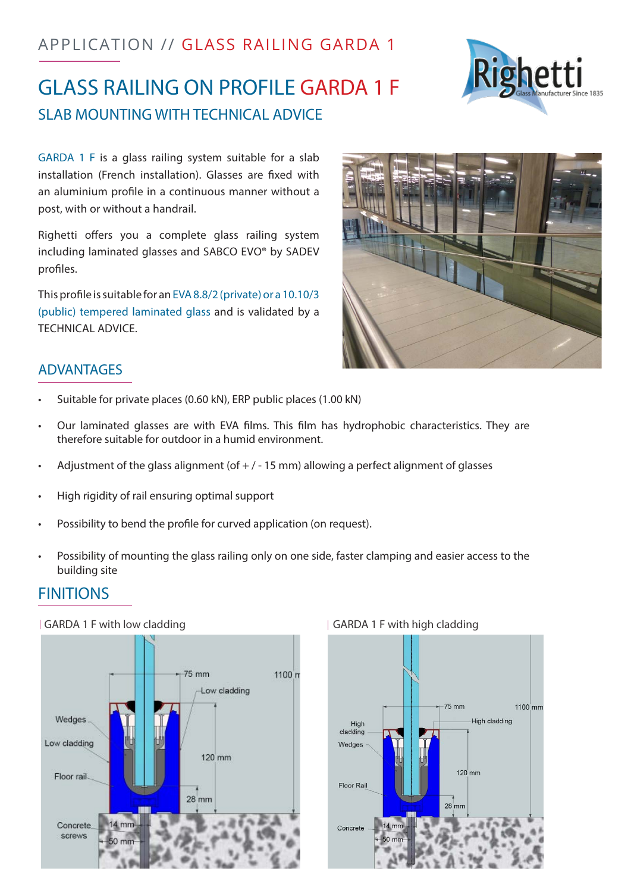APPLICATION // GLASS RAILING GARDA 1

# GLASS RAILING ON PROFILE GARDA 1 F

## SLAB MOUNTING WITH TECHNICAL ADVICE

GARDA 1 F is a glass railing system suitable for a slab installation (French installation). Glasses are fixed with an aluminium profile in a continuous manner without a post, with or without a handrail.

Righetti offers you a complete glass railing system including laminated glasses and SABCO EVO® by SADEV profiles.

This profile is suitable for an EVA 8.8/2 (private) or a 10.10/3 (public) tempered laminated glass and is validated by a TECHNICAL ADVICE.

## ADVANTAGES

- Suitable for private places (0.60 kN), ERP public places (1.00 kN)
- Our laminated glasses are with EVA films. This film has hydrophobic characteristics. They are therefore suitable for outdoor in a humid environment.
- Adjustment of the glass alignment (of + / - 15 mm) allowing a perfect alignment of glasses
- High rigidity of rail ensuring optimal support
- Possibility to bend the profile for curved application (on request).
- Possibility of mounting the glass railing only on one side, faster clamping and easier access to the building site

## FINITIONS

| GARDA 1 F with low cladding

| GARDA 1 F with high cladding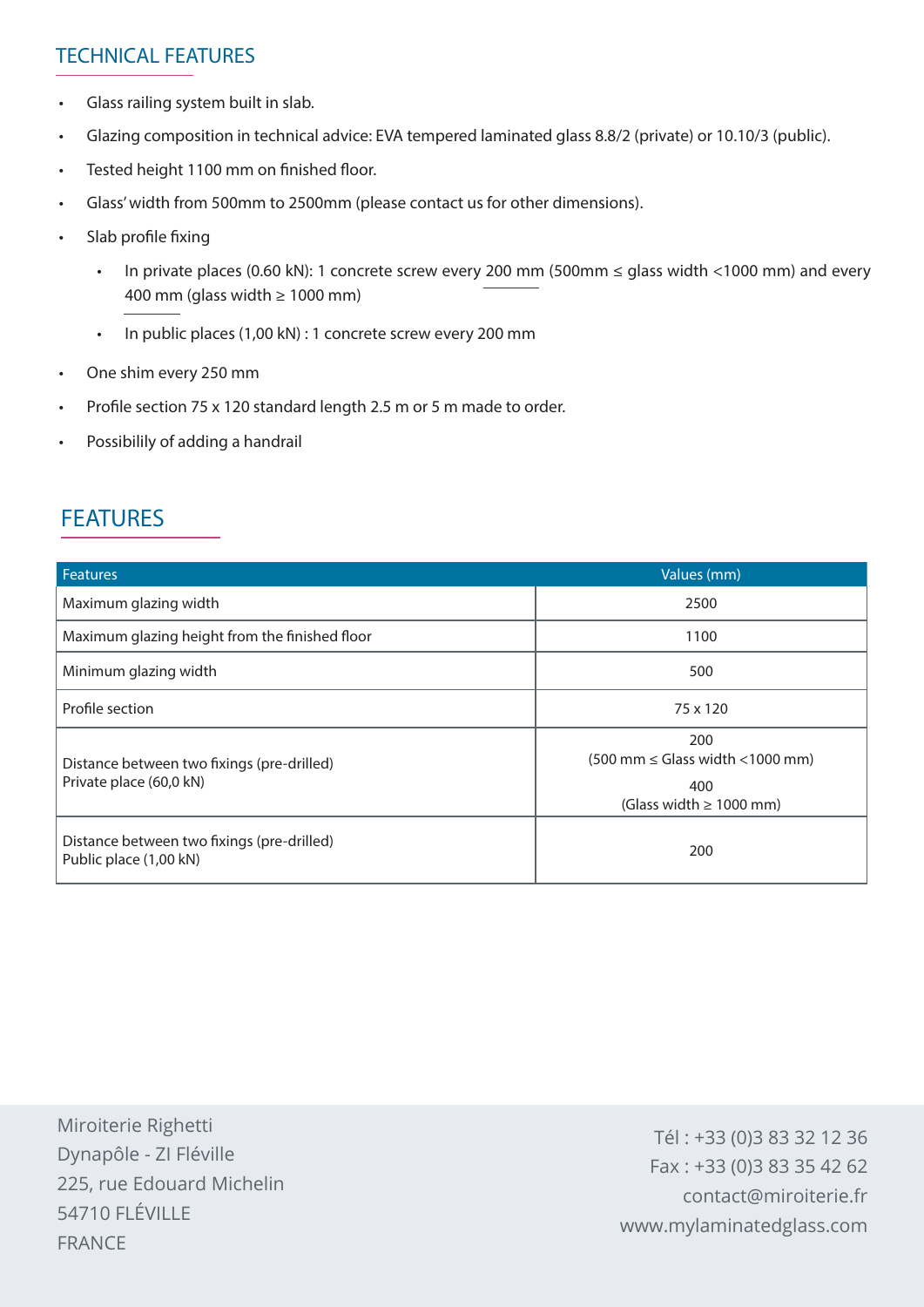## TECHNICAL FEATURES

- Glass railing system built in slab.
- Glazing composition in technical advice: EVA tempered laminated glass 8.8/2 (private) or 10.10/3 (public).
- Tested height 1100 mm on finished floor.
- Glass' width from 500mm to 2500mm (please contact us for other dimensions).
- Slab profile fixing
  - In private places (0.60 kN): 1 concrete screw every 200 mm (500mm ≤ glass width <1000 mm) and every 400 mm (glass width ≥ 1000 mm)
  - In public places (1,00 kN) : 1 concrete screw every 200 mm
- One shim every 250 mm
- Profile section 75 x 120 standard length 2.5 m or 5 m made to order.
- Possibilily of adding a handrail

## FEATURES

| Features | Values (mm) |
| --- | --- |
| Maximum glazing width | 2500 |
| Maximum glazing height from the finished floor | 1100 |
| Minimum glazing width | 500 |
| Profile section | 75 x 120 |
| Distance between two fixings (pre-drilled) Private place (60,0 kN) | 200 (500 mm ≤ Glass width <1000 mm) 400 (Glass width ≥ 1000 mm) |
| Distance between two fixings (pre-drilled) Public place (1,00 kN) | 200 |

Miroiterie Righetti
Dynapôle - ZI Fléville
225, rue Edouard Michelin
54710 FLÉVILLE
FRANCE

Tél : +33 (0)3 83 32 12 36
Fax : +33 (0)3 83 35 42 62
contact@miroiterie.fr
www.mylaminatedglass.com